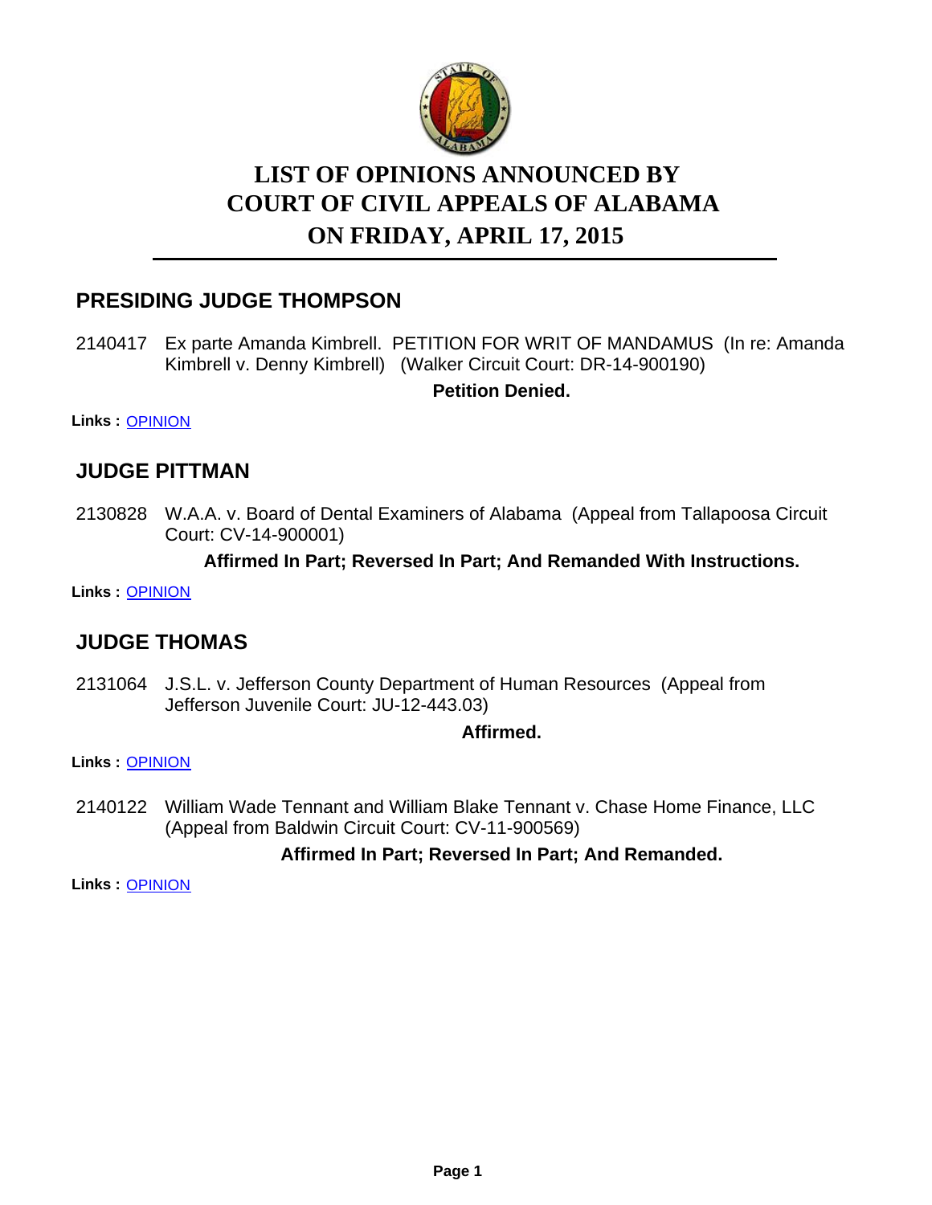# LIST OF OPINIONS ANNOUNCED BY COURT OF CIVIL APPEALS OF ALABAMA ON FRIDAY, APRIL 17, 2015

## PRESIDING JUDGE THOMPSON

2140417 Ex parte Amanda Kimbrell. PETITION FOR WRIT OF MANDAMUS (In re: Amanda Kimbrell v. Denny Kimbrell) (Walker Circuit Court: DR-14-900190)

**Petition Denied.**

**Links :** OPINION

## JUDGE PITTMAN

2130828 W.A.A. v. Board of Dental Examiners of Alabama (Appeal from Tallapoosa Circuit Court: CV-14-900001)

**Affirmed In Part; Reversed In Part; And Remanded With Instructions.**

**Links :** OPINION

## JUDGE THOMAS

2131064 J.S.L. v. Jefferson County Department of Human Resources (Appeal from Jefferson Juvenile Court: JU-12-443.03)

**Affirmed.**

**Links :** OPINION

2140122 William Wade Tennant and William Blake Tennant v. Chase Home Finance, LLC (Appeal from Baldwin Circuit Court: CV-11-900569)

**Affirmed In Part; Reversed In Part; And Remanded.**

**Links :** OPINION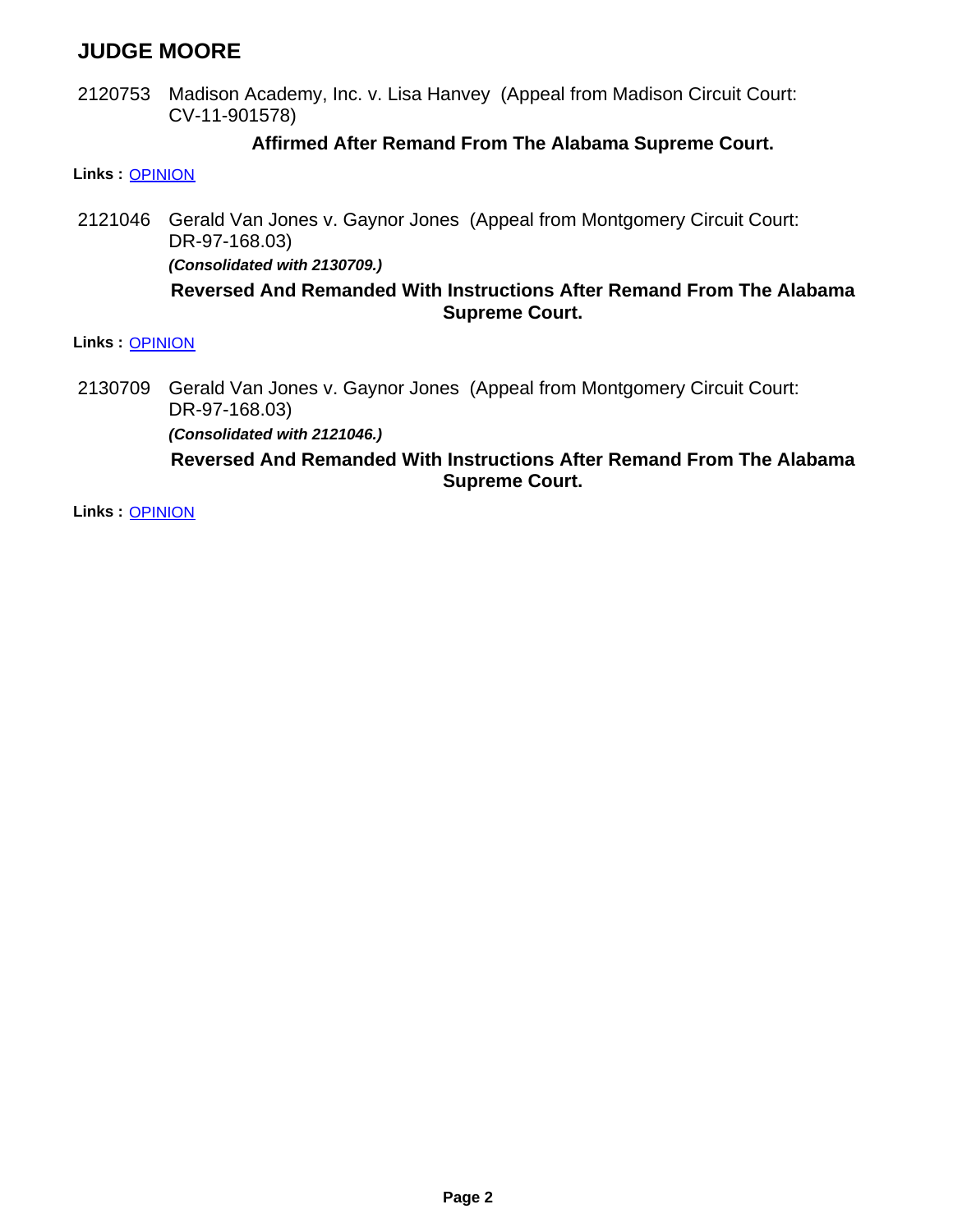## JUDGE MOORE

2120753 Madison Academy, Inc. v. Lisa Hanvey (Appeal from Madison Circuit Court: CV-11-901578)

**Affirmed After Remand From The Alabama Supreme Court.**

**Links :** OPINION

2121046 Gerald Van Jones v. Gaynor Jones (Appeal from Montgomery Circuit Court: DR-97-168.03)

***(Consolidated with 2130709.)***

**Reversed And Remanded With Instructions After Remand From The Alabama Supreme Court.**

**Links :** OPINION

2130709 Gerald Van Jones v. Gaynor Jones (Appeal from Montgomery Circuit Court: DR-97-168.03)

***(Consolidated with 2121046.)***

**Reversed And Remanded With Instructions After Remand From The Alabama Supreme Court.**

**Links :** OPINION